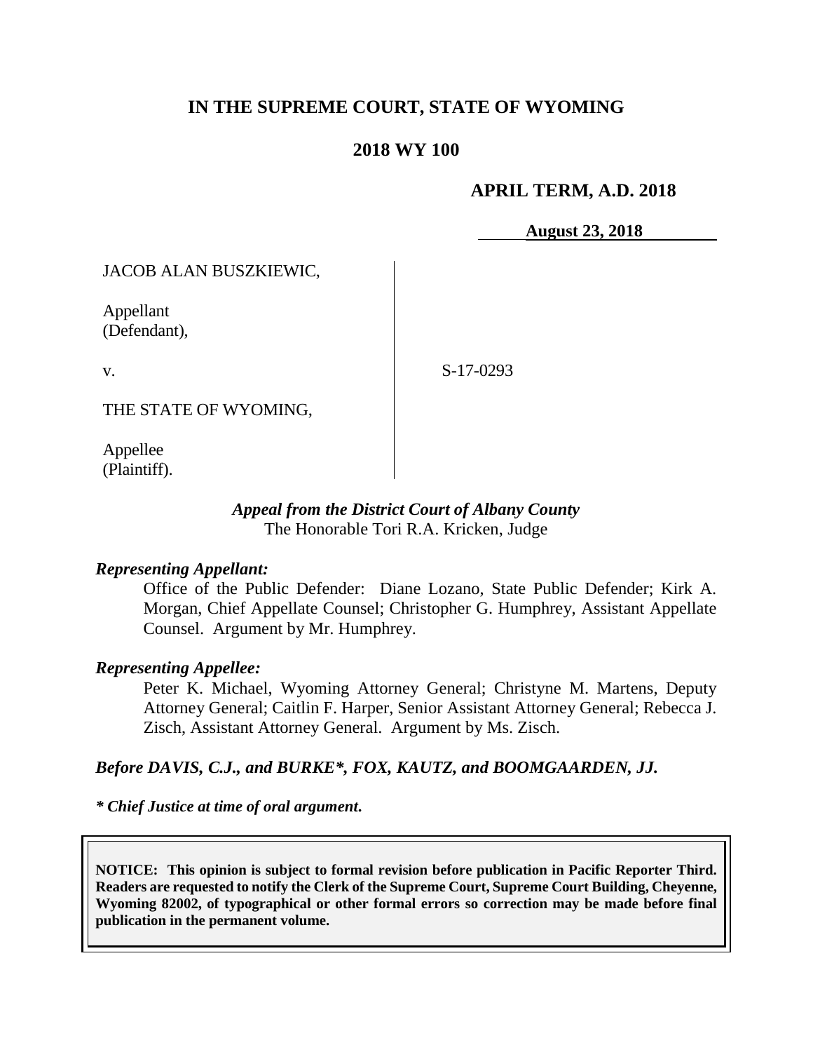# IN THE SUPREME COURT, STATE OF WYOMING

## 2018 WY 100

**APRIL TERM, A.D. 2018**

**August 23, 2018**

JACOB ALAN BUSZKIEWIC,

Appellant
(Defendant),

v.

S-17-0293

THE STATE OF WYOMING,

Appellee
(Plaintiff).

*Appeal from the District Court of Albany County*
The Honorable Tori R.A. Kricken, Judge

***Representing Appellant:***

Office of the Public Defender: Diane Lozano, State Public Defender; Kirk A. Morgan, Chief Appellate Counsel; Christopher G. Humphrey, Assistant Appellate Counsel. Argument by Mr. Humphrey.

***Representing Appellee:***

Peter K. Michael, Wyoming Attorney General; Christyne M. Martens, Deputy Attorney General; Caitlin F. Harper, Senior Assistant Attorney General; Rebecca J. Zisch, Assistant Attorney General. Argument by Ms. Zisch.

***Before DAVIS, C.J., and BURKE\*, FOX, KAUTZ, and BOOMGAARDEN, JJ.***

***\* Chief Justice at time of oral argument.***

**NOTICE: This opinion is subject to formal revision before publication in Pacific Reporter Third. Readers are requested to notify the Clerk of the Supreme Court, Supreme Court Building, Cheyenne, Wyoming 82002, of typographical or other formal errors so correction may be made before final publication in the permanent volume.**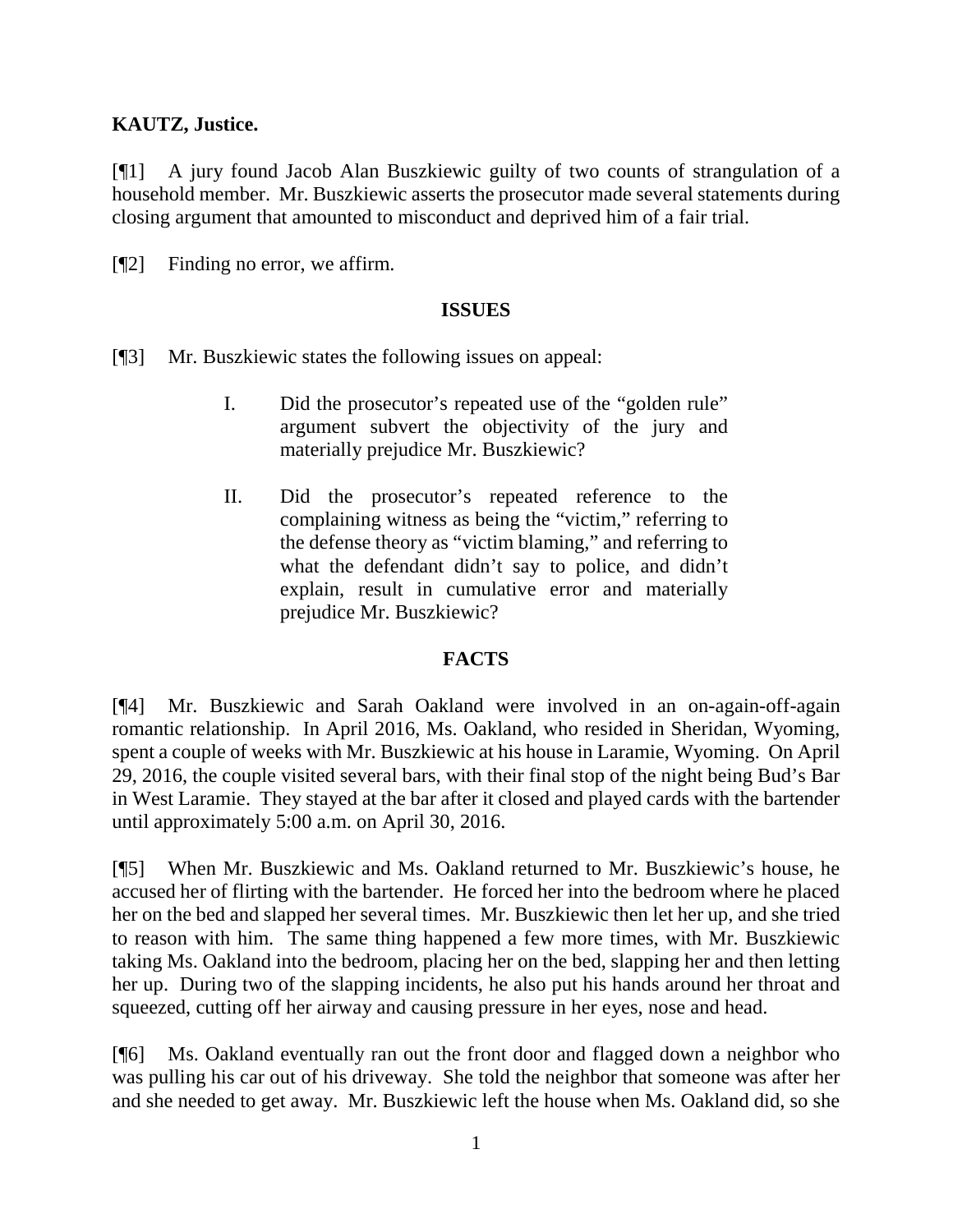**KAUTZ, Justice.**

[¶1] A jury found Jacob Alan Buszkiewic guilty of two counts of strangulation of a household member. Mr. Buszkiewic asserts the prosecutor made several statements during closing argument that amounted to misconduct and deprived him of a fair trial.

[¶2] Finding no error, we affirm.

## ISSUES

[¶3] Mr. Buszkiewic states the following issues on appeal:

> I. Did the prosecutor's repeated use of the "golden rule" argument subvert the objectivity of the jury and materially prejudice Mr. Buszkiewic?
>
> II. Did the prosecutor's repeated reference to the complaining witness as being the "victim," referring to the defense theory as "victim blaming," and referring to what the defendant didn't say to police, and didn't explain, result in cumulative error and materially prejudice Mr. Buszkiewic?

## FACTS

[¶4] Mr. Buszkiewic and Sarah Oakland were involved in an on-again-off-again romantic relationship. In April 2016, Ms. Oakland, who resided in Sheridan, Wyoming, spent a couple of weeks with Mr. Buszkiewic at his house in Laramie, Wyoming. On April 29, 2016, the couple visited several bars, with their final stop of the night being Bud's Bar in West Laramie. They stayed at the bar after it closed and played cards with the bartender until approximately 5:00 a.m. on April 30, 2016.

[¶5] When Mr. Buszkiewic and Ms. Oakland returned to Mr. Buszkiewic's house, he accused her of flirting with the bartender. He forced her into the bedroom where he placed her on the bed and slapped her several times. Mr. Buszkiewic then let her up, and she tried to reason with him. The same thing happened a few more times, with Mr. Buszkiewic taking Ms. Oakland into the bedroom, placing her on the bed, slapping her and then letting her up. During two of the slapping incidents, he also put his hands around her throat and squeezed, cutting off her airway and causing pressure in her eyes, nose and head.

[¶6] Ms. Oakland eventually ran out the front door and flagged down a neighbor who was pulling his car out of his driveway. She told the neighbor that someone was after her and she needed to get away. Mr. Buszkiewic left the house when Ms. Oakland did, so she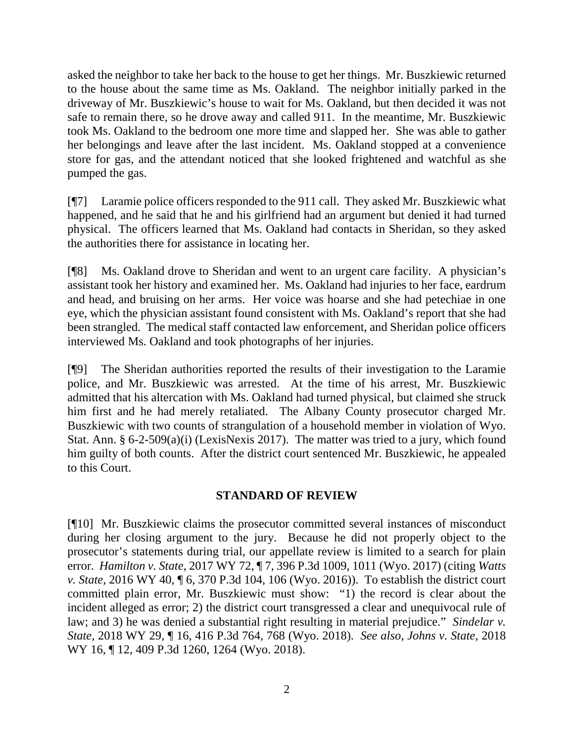asked the neighbor to take her back to the house to get her things. Mr. Buszkiewic returned to the house about the same time as Ms. Oakland. The neighbor initially parked in the driveway of Mr. Buszkiewic's house to wait for Ms. Oakland, but then decided it was not safe to remain there, so he drove away and called 911. In the meantime, Mr. Buszkiewic took Ms. Oakland to the bedroom one more time and slapped her. She was able to gather her belongings and leave after the last incident. Ms. Oakland stopped at a convenience store for gas, and the attendant noticed that she looked frightened and watchful as she pumped the gas.

[¶7] Laramie police officers responded to the 911 call. They asked Mr. Buszkiewic what happened, and he said that he and his girlfriend had an argument but denied it had turned physical. The officers learned that Ms. Oakland had contacts in Sheridan, so they asked the authorities there for assistance in locating her.

[¶8] Ms. Oakland drove to Sheridan and went to an urgent care facility. A physician's assistant took her history and examined her. Ms. Oakland had injuries to her face, eardrum and head, and bruising on her arms. Her voice was hoarse and she had petechiae in one eye, which the physician assistant found consistent with Ms. Oakland's report that she had been strangled. The medical staff contacted law enforcement, and Sheridan police officers interviewed Ms. Oakland and took photographs of her injuries.

[¶9] The Sheridan authorities reported the results of their investigation to the Laramie police, and Mr. Buszkiewic was arrested. At the time of his arrest, Mr. Buszkiewic admitted that his altercation with Ms. Oakland had turned physical, but claimed she struck him first and he had merely retaliated. The Albany County prosecutor charged Mr. Buszkiewic with two counts of strangulation of a household member in violation of Wyo. Stat. Ann. § 6-2-509(a)(i) (LexisNexis 2017). The matter was tried to a jury, which found him guilty of both counts. After the district court sentenced Mr. Buszkiewic, he appealed to this Court.

## STANDARD OF REVIEW

[¶10] Mr. Buszkiewic claims the prosecutor committed several instances of misconduct during her closing argument to the jury. Because he did not properly object to the prosecutor's statements during trial, our appellate review is limited to a search for plain error. *Hamilton v. State*, 2017 WY 72, ¶ 7, 396 P.3d 1009, 1011 (Wyo. 2017) (citing *Watts v. State*, 2016 WY 40, ¶ 6, 370 P.3d 104, 106 (Wyo. 2016)). To establish the district court committed plain error, Mr. Buszkiewic must show: "1) the record is clear about the incident alleged as error; 2) the district court transgressed a clear and unequivocal rule of law; and 3) he was denied a substantial right resulting in material prejudice." *Sindelar v. State*, 2018 WY 29, ¶ 16, 416 P.3d 764, 768 (Wyo. 2018). *See also*, *Johns v. State*, 2018 WY 16, ¶ 12, 409 P.3d 1260, 1264 (Wyo. 2018).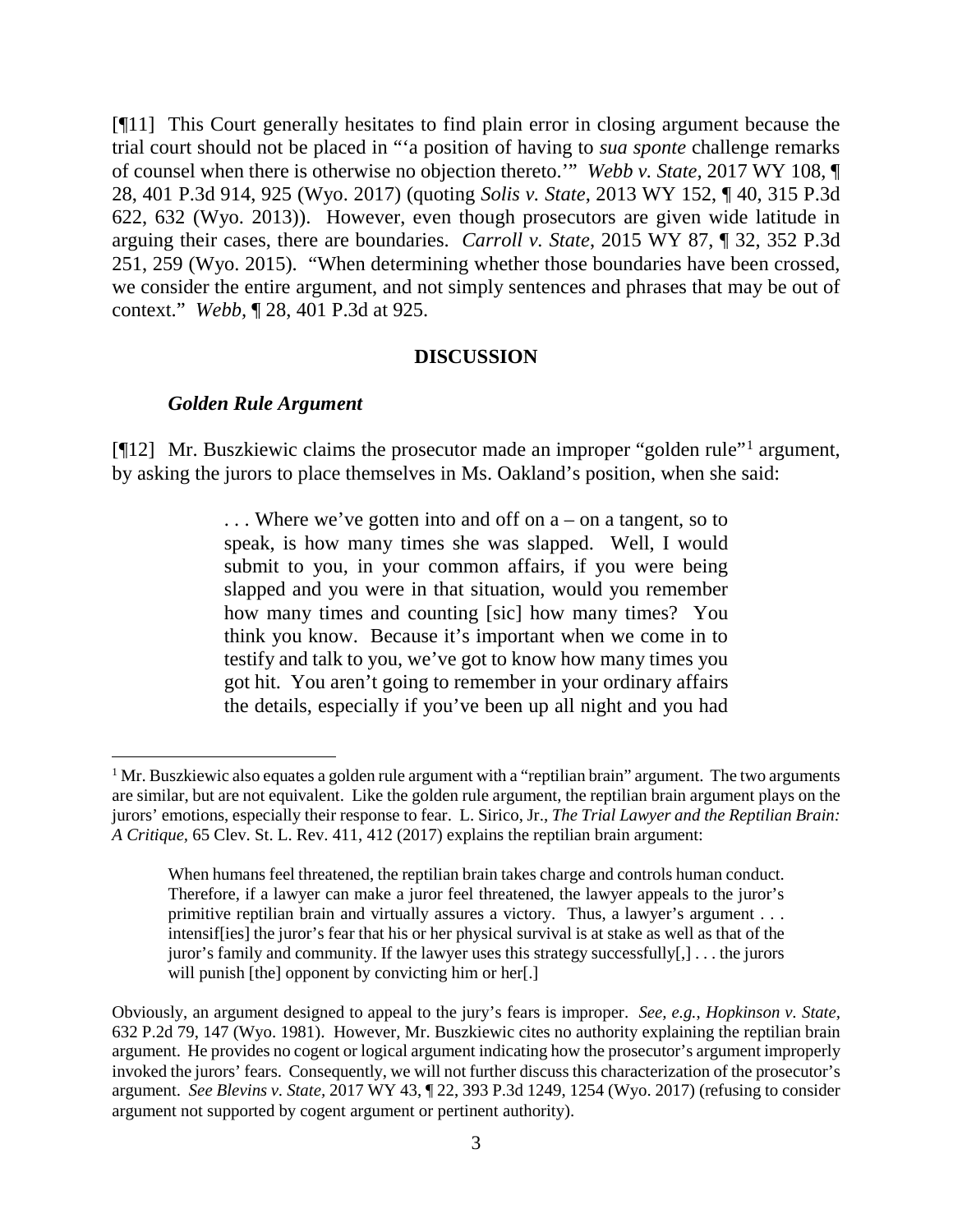[¶11] This Court generally hesitates to find plain error in closing argument because the trial court should not be placed in "'a position of having to *sua sponte* challenge remarks of counsel when there is otherwise no objection thereto.'" *Webb v. State,* 2017 WY 108, ¶ 28, 401 P.3d 914, 925 (Wyo. 2017) (quoting *Solis v. State*, 2013 WY 152, ¶ 40, 315 P.3d 622, 632 (Wyo. 2013)). However, even though prosecutors are given wide latitude in arguing their cases, there are boundaries. *Carroll v. State*, 2015 WY 87, ¶ 32, 352 P.3d 251, 259 (Wyo. 2015). "When determining whether those boundaries have been crossed, we consider the entire argument, and not simply sentences and phrases that may be out of context." *Webb,* ¶ 28, 401 P.3d at 925.

## DISCUSSION

### *Golden Rule Argument*

[¶12] Mr. Buszkiewic claims the prosecutor made an improper "golden rule"[1] argument, by asking the jurors to place themselves in Ms. Oakland's position, when she said:

> . . . Where we've gotten into and off on a – on a tangent, so to speak, is how many times she was slapped. Well, I would submit to you, in your common affairs, if you were being slapped and you were in that situation, would you remember how many times and counting [sic] how many times? You think you know. Because it's important when we come in to testify and talk to you, we've got to know how many times you got hit. You aren't going to remember in your ordinary affairs the details, especially if you've been up all night and you had

---

[1] Mr. Buszkiewic also equates a golden rule argument with a "reptilian brain" argument. The two arguments are similar, but are not equivalent. Like the golden rule argument, the reptilian brain argument plays on the jurors' emotions, especially their response to fear. L. Sirico, Jr., *The Trial Lawyer and the Reptilian Brain: A Critique*, 65 Clev. St. L. Rev. 411, 412 (2017) explains the reptilian brain argument:

> When humans feel threatened, the reptilian brain takes charge and controls human conduct. Therefore, if a lawyer can make a juror feel threatened, the lawyer appeals to the juror's primitive reptilian brain and virtually assures a victory. Thus, a lawyer's argument . . . intensif[ies] the juror's fear that his or her physical survival is at stake as well as that of the juror's family and community. If the lawyer uses this strategy successfully[,] . . . the jurors will punish [the] opponent by convicting him or her[.]

Obviously, an argument designed to appeal to the jury's fears is improper. *See, e.g., Hopkinson v. State*, 632 P.2d 79, 147 (Wyo. 1981). However, Mr. Buszkiewic cites no authority explaining the reptilian brain argument. He provides no cogent or logical argument indicating how the prosecutor's argument improperly invoked the jurors' fears. Consequently, we will not further discuss this characterization of the prosecutor's argument. *See Blevins v. State,* 2017 WY 43, ¶ 22, 393 P.3d 1249, 1254 (Wyo. 2017) (refusing to consider argument not supported by cogent argument or pertinent authority).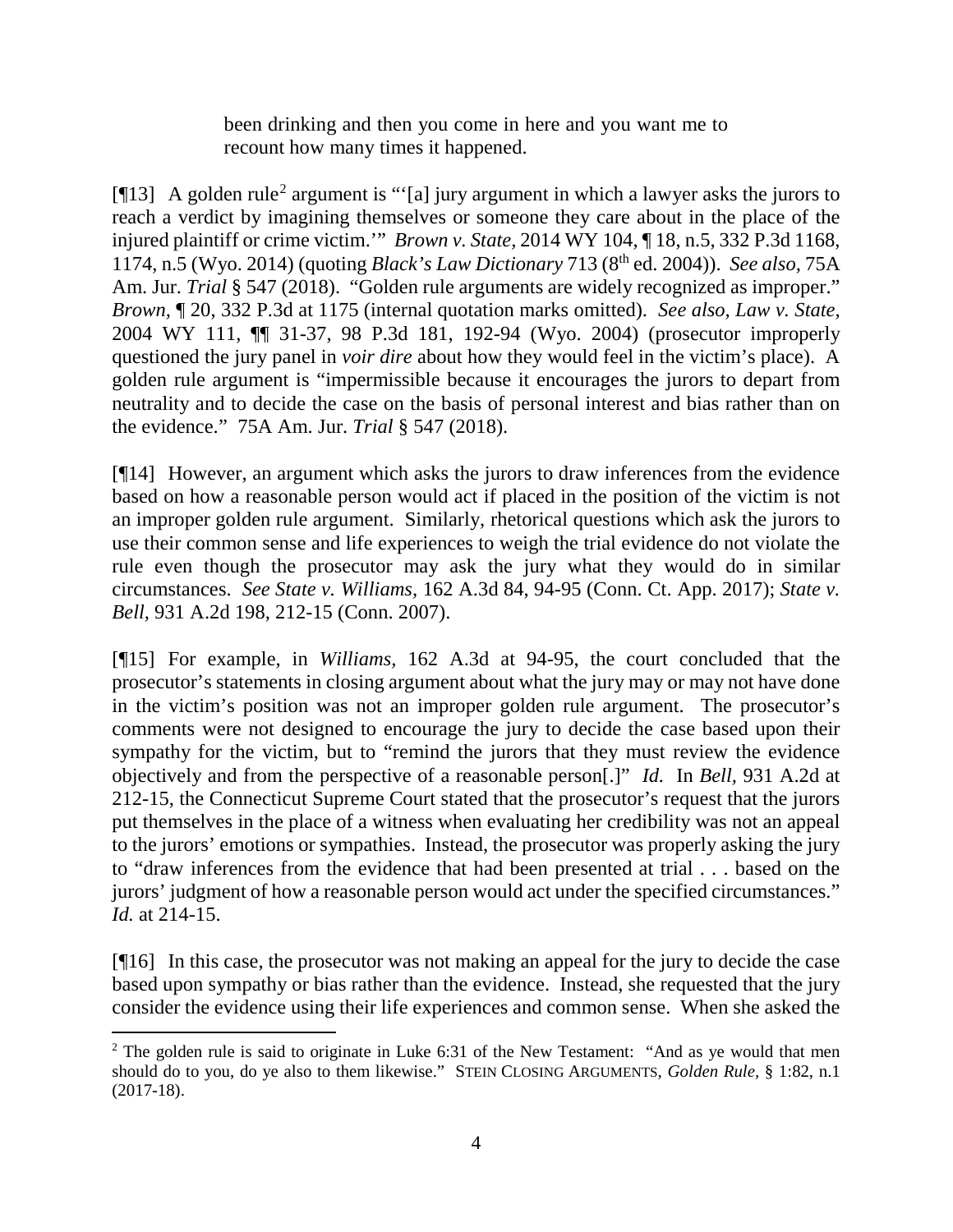> been drinking and then you come in here and you want me to recount how many times it happened.

[¶13] A golden rule[2] argument is "'[a] jury argument in which a lawyer asks the jurors to reach a verdict by imagining themselves or someone they care about in the place of the injured plaintiff or crime victim.'" *Brown v. State*, 2014 WY 104, ¶ 18, n.5, 332 P.3d 1168, 1174, n.5 (Wyo. 2014) (quoting *Black's Law Dictionary* 713 (8th ed. 2004)). *See also*, 75A Am. Jur. *Trial* § 547 (2018). "Golden rule arguments are widely recognized as improper." *Brown*, ¶ 20, 332 P.3d at 1175 (internal quotation marks omitted). *See also*, *Law v. State*, 2004 WY 111, ¶¶ 31-37, 98 P.3d 181, 192-94 (Wyo. 2004) (prosecutor improperly questioned the jury panel in *voir dire* about how they would feel in the victim's place). A golden rule argument is "impermissible because it encourages the jurors to depart from neutrality and to decide the case on the basis of personal interest and bias rather than on the evidence." 75A Am. Jur. *Trial* § 547 (2018).

[¶14] However, an argument which asks the jurors to draw inferences from the evidence based on how a reasonable person would act if placed in the position of the victim is not an improper golden rule argument. Similarly, rhetorical questions which ask the jurors to use their common sense and life experiences to weigh the trial evidence do not violate the rule even though the prosecutor may ask the jury what they would do in similar circumstances. *See State v. Williams*, 162 A.3d 84, 94-95 (Conn. Ct. App. 2017); *State v. Bell*, 931 A.2d 198, 212-15 (Conn. 2007).

[¶15] For example, in *Williams*, 162 A.3d at 94-95, the court concluded that the prosecutor's statements in closing argument about what the jury may or may not have done in the victim's position was not an improper golden rule argument. The prosecutor's comments were not designed to encourage the jury to decide the case based upon their sympathy for the victim, but to "remind the jurors that they must review the evidence objectively and from the perspective of a reasonable person[.]" *Id.* In *Bell*, 931 A.2d at 212-15, the Connecticut Supreme Court stated that the prosecutor's request that the jurors put themselves in the place of a witness when evaluating her credibility was not an appeal to the jurors' emotions or sympathies. Instead, the prosecutor was properly asking the jury to "draw inferences from the evidence that had been presented at trial . . . based on the jurors' judgment of how a reasonable person would act under the specified circumstances." *Id.* at 214-15.

[¶16] In this case, the prosecutor was not making an appeal for the jury to decide the case based upon sympathy or bias rather than the evidence. Instead, she requested that the jury consider the evidence using their life experiences and common sense. When she asked the

---

[2] The golden rule is said to originate in Luke 6:31 of the New Testament: "And as ye would that men should do to you, do ye also to them likewise." STEIN CLOSING ARGUMENTS, *Golden Rule*, § 1:82, n.1 (2017-18).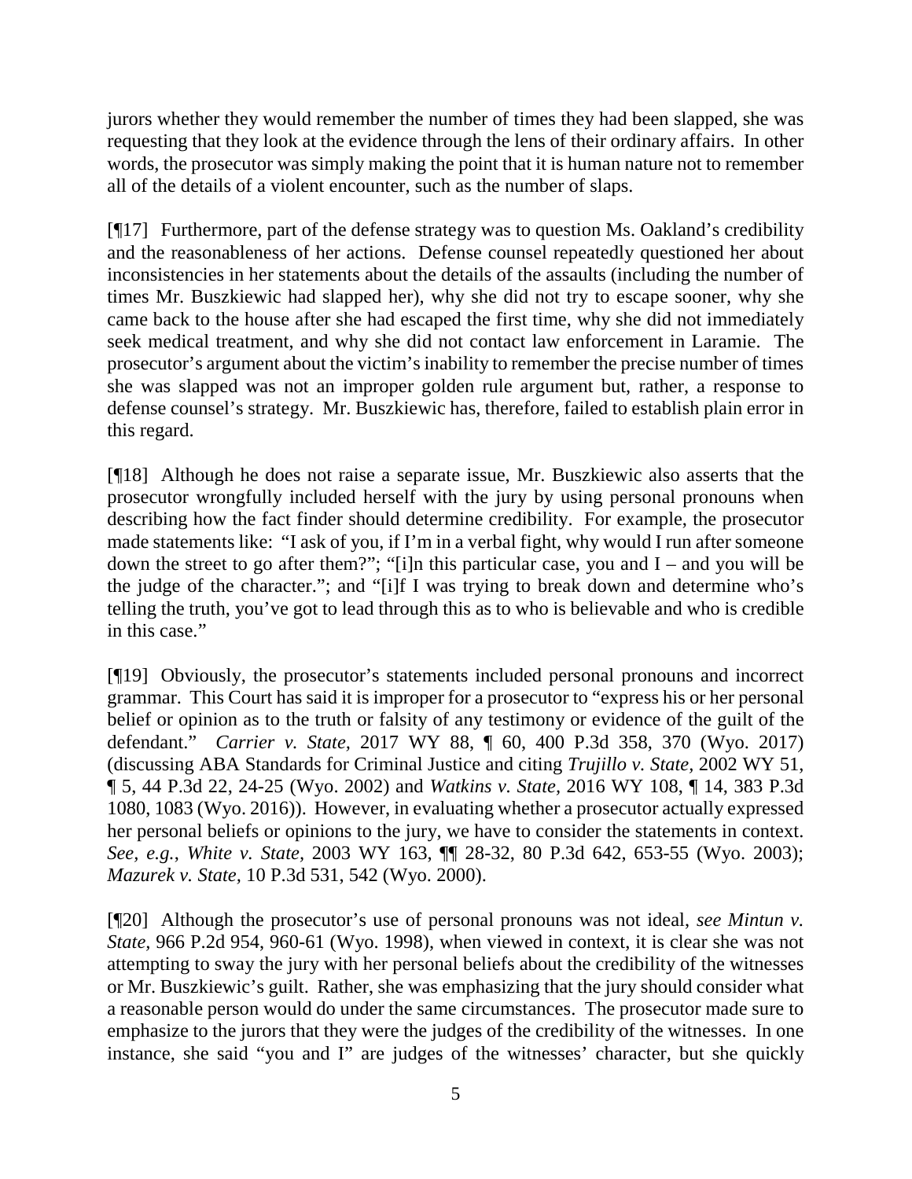jurors whether they would remember the number of times they had been slapped, she was requesting that they look at the evidence through the lens of their ordinary affairs. In other words, the prosecutor was simply making the point that it is human nature not to remember all of the details of a violent encounter, such as the number of slaps.

[¶17] Furthermore, part of the defense strategy was to question Ms. Oakland's credibility and the reasonableness of her actions. Defense counsel repeatedly questioned her about inconsistencies in her statements about the details of the assaults (including the number of times Mr. Buszkiewic had slapped her), why she did not try to escape sooner, why she came back to the house after she had escaped the first time, why she did not immediately seek medical treatment, and why she did not contact law enforcement in Laramie. The prosecutor's argument about the victim's inability to remember the precise number of times she was slapped was not an improper golden rule argument but, rather, a response to defense counsel's strategy. Mr. Buszkiewic has, therefore, failed to establish plain error in this regard.

[¶18] Although he does not raise a separate issue, Mr. Buszkiewic also asserts that the prosecutor wrongfully included herself with the jury by using personal pronouns when describing how the fact finder should determine credibility. For example, the prosecutor made statements like: "I ask of you, if I'm in a verbal fight, why would I run after someone down the street to go after them?"; "[i]n this particular case, you and I – and you will be the judge of the character."; and "[i]f I was trying to break down and determine who's telling the truth, you've got to lead through this as to who is believable and who is credible in this case."

[¶19] Obviously, the prosecutor's statements included personal pronouns and incorrect grammar. This Court has said it is improper for a prosecutor to "express his or her personal belief or opinion as to the truth or falsity of any testimony or evidence of the guilt of the defendant." *Carrier v. State*, 2017 WY 88, ¶ 60, 400 P.3d 358, 370 (Wyo. 2017) (discussing ABA Standards for Criminal Justice and citing *Trujillo v. State*, 2002 WY 51, ¶ 5, 44 P.3d 22, 24-25 (Wyo. 2002) and *Watkins v. State*, 2016 WY 108, ¶ 14, 383 P.3d 1080, 1083 (Wyo. 2016)). However, in evaluating whether a prosecutor actually expressed her personal beliefs or opinions to the jury, we have to consider the statements in context. *See, e.g.*, *White v. State*, 2003 WY 163, ¶¶ 28-32, 80 P.3d 642, 653-55 (Wyo. 2003); *Mazurek v. State*, 10 P.3d 531, 542 (Wyo. 2000).

[¶20] Although the prosecutor's use of personal pronouns was not ideal, *see Mintun v. State*, 966 P.2d 954, 960-61 (Wyo. 1998), when viewed in context, it is clear she was not attempting to sway the jury with her personal beliefs about the credibility of the witnesses or Mr. Buszkiewic's guilt. Rather, she was emphasizing that the jury should consider what a reasonable person would do under the same circumstances. The prosecutor made sure to emphasize to the jurors that they were the judges of the credibility of the witnesses. In one instance, she said "you and I" are judges of the witnesses' character, but she quickly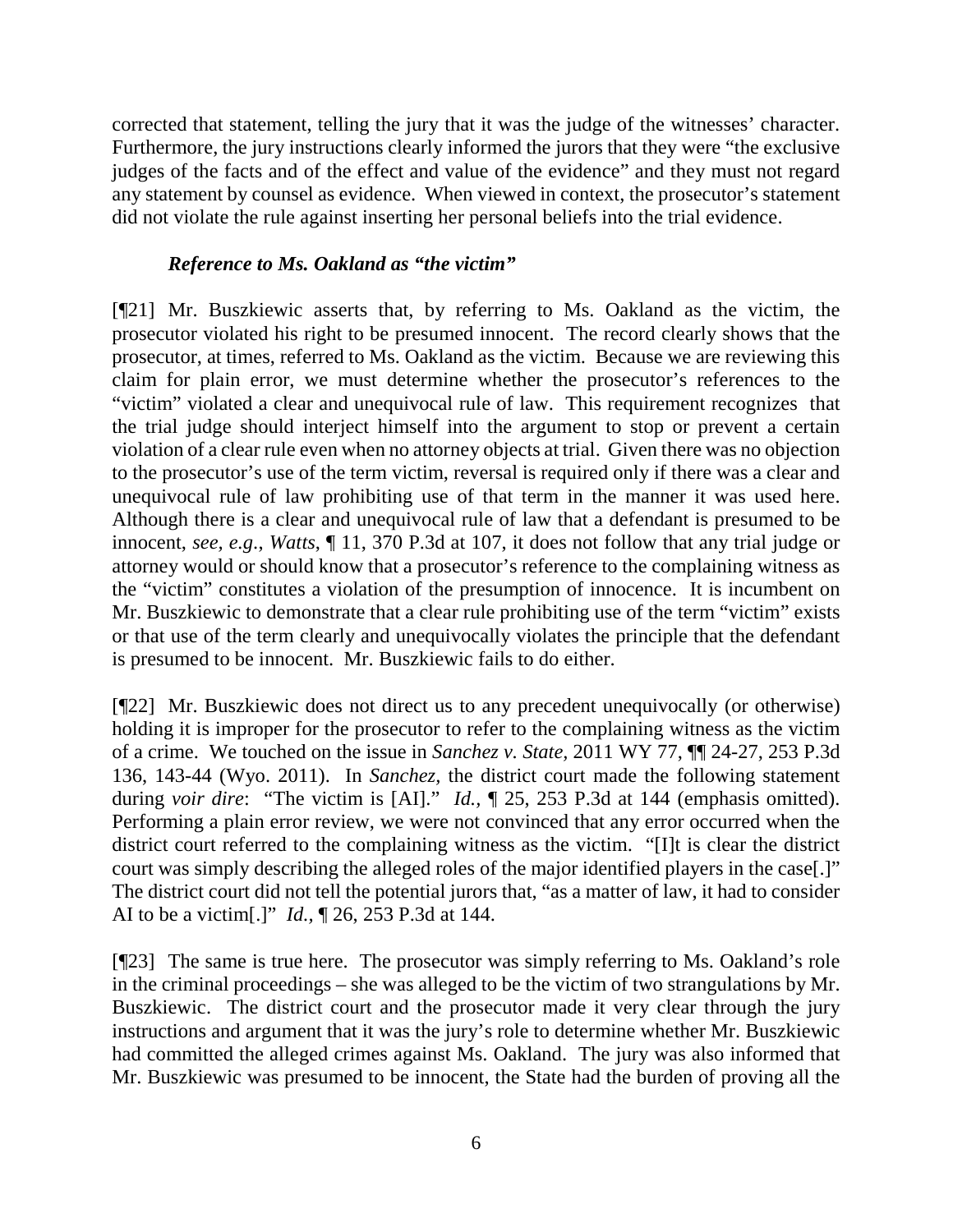corrected that statement, telling the jury that it was the judge of the witnesses' character. Furthermore, the jury instructions clearly informed the jurors that they were "the exclusive judges of the facts and of the effect and value of the evidence" and they must not regard any statement by counsel as evidence. When viewed in context, the prosecutor's statement did not violate the rule against inserting her personal beliefs into the trial evidence.

### *Reference to Ms. Oakland as "the victim"*

[¶21] Mr. Buszkiewic asserts that, by referring to Ms. Oakland as the victim, the prosecutor violated his right to be presumed innocent. The record clearly shows that the prosecutor, at times, referred to Ms. Oakland as the victim. Because we are reviewing this claim for plain error, we must determine whether the prosecutor's references to the "victim" violated a clear and unequivocal rule of law. This requirement recognizes that the trial judge should interject himself into the argument to stop or prevent a certain violation of a clear rule even when no attorney objects at trial. Given there was no objection to the prosecutor's use of the term victim, reversal is required only if there was a clear and unequivocal rule of law prohibiting use of that term in the manner it was used here. Although there is a clear and unequivocal rule of law that a defendant is presumed to be innocent, *see, e.g.*, *Watts*, ¶ 11, 370 P.3d at 107, it does not follow that any trial judge or attorney would or should know that a prosecutor's reference to the complaining witness as the "victim" constitutes a violation of the presumption of innocence. It is incumbent on Mr. Buszkiewic to demonstrate that a clear rule prohibiting use of the term "victim" exists or that use of the term clearly and unequivocally violates the principle that the defendant is presumed to be innocent. Mr. Buszkiewic fails to do either.

[¶22] Mr. Buszkiewic does not direct us to any precedent unequivocally (or otherwise) holding it is improper for the prosecutor to refer to the complaining witness as the victim of a crime. We touched on the issue in *Sanchez v. State*, 2011 WY 77, ¶¶ 24-27, 253 P.3d 136, 143-44 (Wyo. 2011). In *Sanchez*, the district court made the following statement during *voir dire*: "The victim is [AI]." *Id.*, ¶ 25, 253 P.3d at 144 (emphasis omitted). Performing a plain error review, we were not convinced that any error occurred when the district court referred to the complaining witness as the victim. "[I]t is clear the district court was simply describing the alleged roles of the major identified players in the case[.]" The district court did not tell the potential jurors that, "as a matter of law, it had to consider AI to be a victim[.]" *Id.*, ¶ 26, 253 P.3d at 144.

[¶23] The same is true here. The prosecutor was simply referring to Ms. Oakland's role in the criminal proceedings – she was alleged to be the victim of two strangulations by Mr. Buszkiewic. The district court and the prosecutor made it very clear through the jury instructions and argument that it was the jury's role to determine whether Mr. Buszkiewic had committed the alleged crimes against Ms. Oakland. The jury was also informed that Mr. Buszkiewic was presumed to be innocent, the State had the burden of proving all the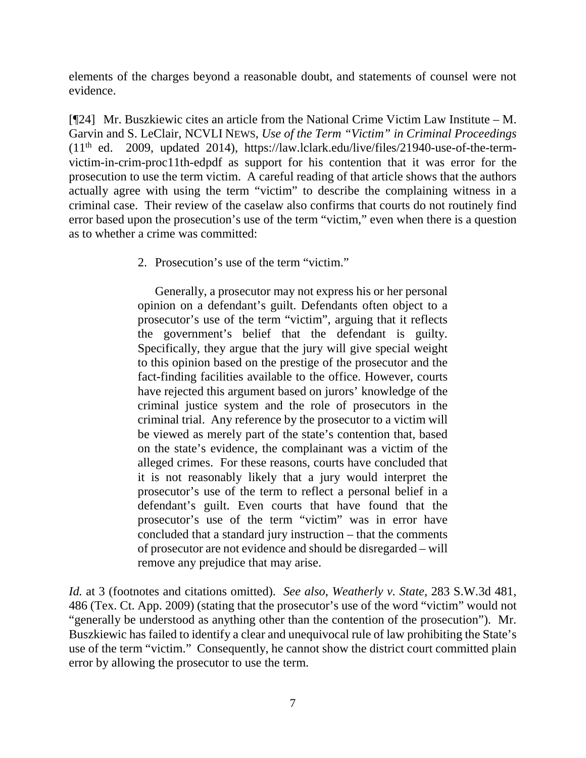elements of the charges beyond a reasonable doubt, and statements of counsel were not evidence.

[¶24] Mr. Buszkiewic cites an article from the National Crime Victim Law Institute – M. Garvin and S. LeClair, NCVLI NEWS, *Use of the Term "Victim" in Criminal Proceedings* (11th ed. 2009, updated 2014), https://law.lclark.edu/live/files/21940-use-of-the-term-victim-in-crim-proc11th-edpdf as support for his contention that it was error for the prosecution to use the term victim. A careful reading of that article shows that the authors actually agree with using the term "victim" to describe the complaining witness in a criminal case. Their review of the caselaw also confirms that courts do not routinely find error based upon the prosecution's use of the term "victim," even when there is a question as to whether a crime was committed:

> 2. Prosecution's use of the term "victim."
>
> Generally, a prosecutor may not express his or her personal opinion on a defendant's guilt. Defendants often object to a prosecutor's use of the term "victim", arguing that it reflects the government's belief that the defendant is guilty. Specifically, they argue that the jury will give special weight to this opinion based on the prestige of the prosecutor and the fact-finding facilities available to the office. However, courts have rejected this argument based on jurors' knowledge of the criminal justice system and the role of prosecutors in the criminal trial. Any reference by the prosecutor to a victim will be viewed as merely part of the state's contention that, based on the state's evidence, the complainant was a victim of the alleged crimes. For these reasons, courts have concluded that it is not reasonably likely that a jury would interpret the prosecutor's use of the term to reflect a personal belief in a defendant's guilt. Even courts that have found that the prosecutor's use of the term "victim" was in error have concluded that a standard jury instruction – that the comments of prosecutor are not evidence and should be disregarded – will remove any prejudice that may arise.

*Id.* at 3 (footnotes and citations omitted). *See also*, *Weatherly v. State*, 283 S.W.3d 481, 486 (Tex. Ct. App. 2009) (stating that the prosecutor's use of the word "victim" would not "generally be understood as anything other than the contention of the prosecution"). Mr. Buszkiewic has failed to identify a clear and unequivocal rule of law prohibiting the State's use of the term "victim." Consequently, he cannot show the district court committed plain error by allowing the prosecutor to use the term.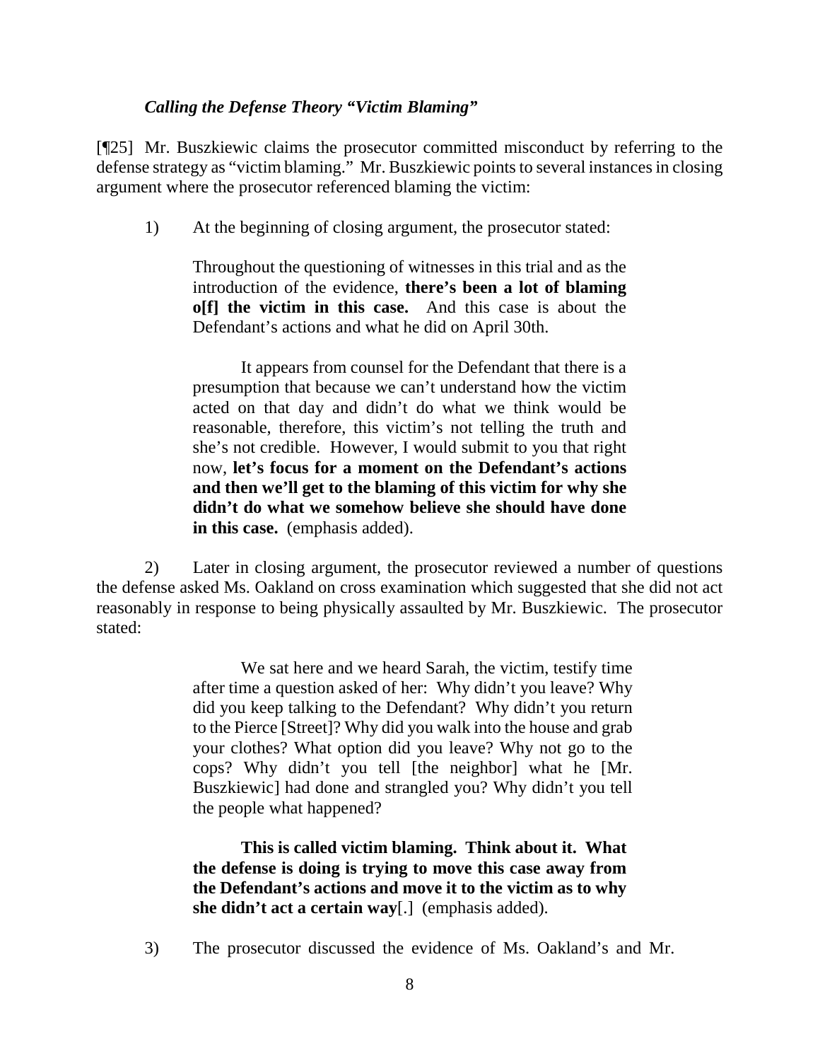### *Calling the Defense Theory "Victim Blaming"*

[¶25] Mr. Buszkiewic claims the prosecutor committed misconduct by referring to the defense strategy as "victim blaming." Mr. Buszkiewic points to several instances in closing argument where the prosecutor referenced blaming the victim:

1) At the beginning of closing argument, the prosecutor stated:

> Throughout the questioning of witnesses in this trial and as the introduction of the evidence, **there's been a lot of blaming o[f] the victim in this case.** And this case is about the Defendant's actions and what he did on April 30th.
>
> It appears from counsel for the Defendant that there is a presumption that because we can't understand how the victim acted on that day and didn't do what we think would be reasonable, therefore, this victim's not telling the truth and she's not credible. However, I would submit to you that right now, **let's focus for a moment on the Defendant's actions and then we'll get to the blaming of this victim for why she didn't do what we somehow believe she should have done in this case.** (emphasis added).

2) Later in closing argument, the prosecutor reviewed a number of questions the defense asked Ms. Oakland on cross examination which suggested that she did not act reasonably in response to being physically assaulted by Mr. Buszkiewic. The prosecutor stated:

> We sat here and we heard Sarah, the victim, testify time after time a question asked of her: Why didn't you leave? Why did you keep talking to the Defendant? Why didn't you return to the Pierce [Street]? Why did you walk into the house and grab your clothes? What option did you leave? Why not go to the cops? Why didn't you tell [the neighbor] what he [Mr. Buszkiewic] had done and strangled you? Why didn't you tell the people what happened?
>
> **This is called victim blaming. Think about it. What the defense is doing is trying to move this case away from the Defendant's actions and move it to the victim as to why she didn't act a certain way**[.] (emphasis added).

3) The prosecutor discussed the evidence of Ms. Oakland's and Mr.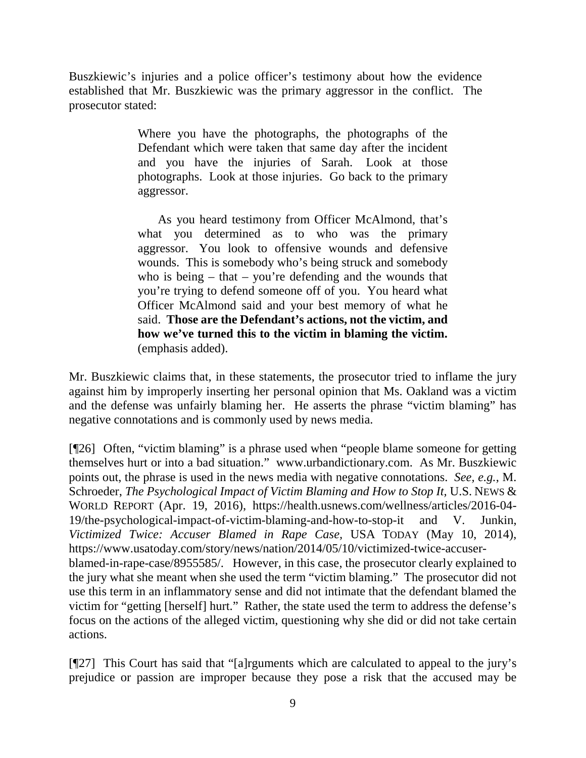Buszkiewic's injuries and a police officer's testimony about how the evidence established that Mr. Buszkiewic was the primary aggressor in the conflict. The prosecutor stated:

> Where you have the photographs, the photographs of the Defendant which were taken that same day after the incident and you have the injuries of Sarah. Look at those photographs. Look at those injuries. Go back to the primary aggressor.
>
> As you heard testimony from Officer McAlmond, that's what you determined as to who was the primary aggressor. You look to offensive wounds and defensive wounds. This is somebody who's being struck and somebody who is being – that – you're defending and the wounds that you're trying to defend someone off of you. You heard what Officer McAlmond said and your best memory of what he said. **Those are the Defendant's actions, not the victim, and how we've turned this to the victim in blaming the victim.** (emphasis added).

Mr. Buszkiewic claims that, in these statements, the prosecutor tried to inflame the jury against him by improperly inserting her personal opinion that Ms. Oakland was a victim and the defense was unfairly blaming her. He asserts the phrase "victim blaming" has negative connotations and is commonly used by news media.

[¶26] Often, "victim blaming" is a phrase used when "people blame someone for getting themselves hurt or into a bad situation." www.urbandictionary.com. As Mr. Buszkiewic points out, the phrase is used in the news media with negative connotations. *See, e.g.*, M. Schroeder, *The Psychological Impact of Victim Blaming and How to Stop It*, U.S. NEWS & WORLD REPORT (Apr. 19, 2016), https://health.usnews.com/wellness/articles/2016-04-19/the-psychological-impact-of-victim-blaming-and-how-to-stop-it and V. Junkin, *Victimized Twice: Accuser Blamed in Rape Case*, USA TODAY (May 10, 2014), https://www.usatoday.com/story/news/nation/2014/05/10/victimized-twice-accuser-blamed-in-rape-case/8955585/. However, in this case, the prosecutor clearly explained to the jury what she meant when she used the term "victim blaming." The prosecutor did not use this term in an inflammatory sense and did not intimate that the defendant blamed the victim for "getting [herself] hurt." Rather, the state used the term to address the defense's focus on the actions of the alleged victim, questioning why she did or did not take certain actions.

[¶27] This Court has said that "[a]rguments which are calculated to appeal to the jury's prejudice or passion are improper because they pose a risk that the accused may be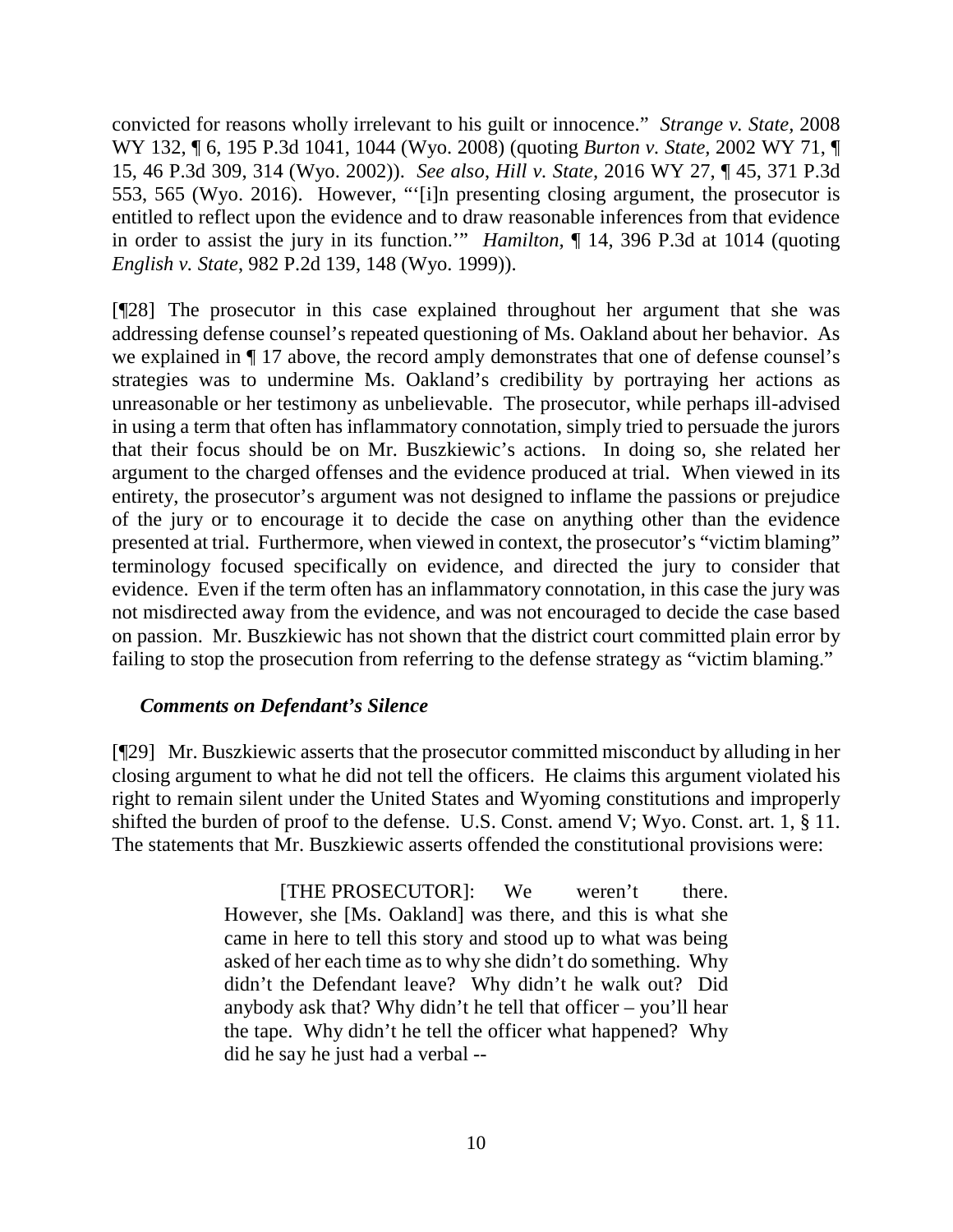convicted for reasons wholly irrelevant to his guilt or innocence." *Strange v. State,* 2008 WY 132, ¶ 6, 195 P.3d 1041, 1044 (Wyo. 2008) (quoting *Burton v. State,* 2002 WY 71, ¶ 15, 46 P.3d 309, 314 (Wyo. 2002)). *See also*, *Hill v. State,* 2016 WY 27, ¶ 45, 371 P.3d 553, 565 (Wyo. 2016). However, "'[i]n presenting closing argument, the prosecutor is entitled to reflect upon the evidence and to draw reasonable inferences from that evidence in order to assist the jury in its function.'" *Hamilton,* ¶ 14, 396 P.3d at 1014 (quoting *English v. State*, 982 P.2d 139, 148 (Wyo. 1999)).

[¶28] The prosecutor in this case explained throughout her argument that she was addressing defense counsel's repeated questioning of Ms. Oakland about her behavior. As we explained in ¶ 17 above, the record amply demonstrates that one of defense counsel's strategies was to undermine Ms. Oakland's credibility by portraying her actions as unreasonable or her testimony as unbelievable. The prosecutor, while perhaps ill-advised in using a term that often has inflammatory connotation, simply tried to persuade the jurors that their focus should be on Mr. Buszkiewic's actions. In doing so, she related her argument to the charged offenses and the evidence produced at trial. When viewed in its entirety, the prosecutor's argument was not designed to inflame the passions or prejudice of the jury or to encourage it to decide the case on anything other than the evidence presented at trial. Furthermore, when viewed in context, the prosecutor's "victim blaming" terminology focused specifically on evidence, and directed the jury to consider that evidence. Even if the term often has an inflammatory connotation, in this case the jury was not misdirected away from the evidence, and was not encouraged to decide the case based on passion. Mr. Buszkiewic has not shown that the district court committed plain error by failing to stop the prosecution from referring to the defense strategy as "victim blaming."

### *Comments on Defendant's Silence*

[¶29] Mr. Buszkiewic asserts that the prosecutor committed misconduct by alluding in her closing argument to what he did not tell the officers. He claims this argument violated his right to remain silent under the United States and Wyoming constitutions and improperly shifted the burden of proof to the defense. U.S. Const. amend V; Wyo. Const. art. 1, § 11. The statements that Mr. Buszkiewic asserts offended the constitutional provisions were:

> [THE PROSECUTOR]: We weren't there. However, she [Ms. Oakland] was there, and this is what she came in here to tell this story and stood up to what was being asked of her each time as to why she didn't do something. Why didn't the Defendant leave? Why didn't he walk out? Did anybody ask that? Why didn't he tell that officer – you'll hear the tape. Why didn't he tell the officer what happened? Why did he say he just had a verbal --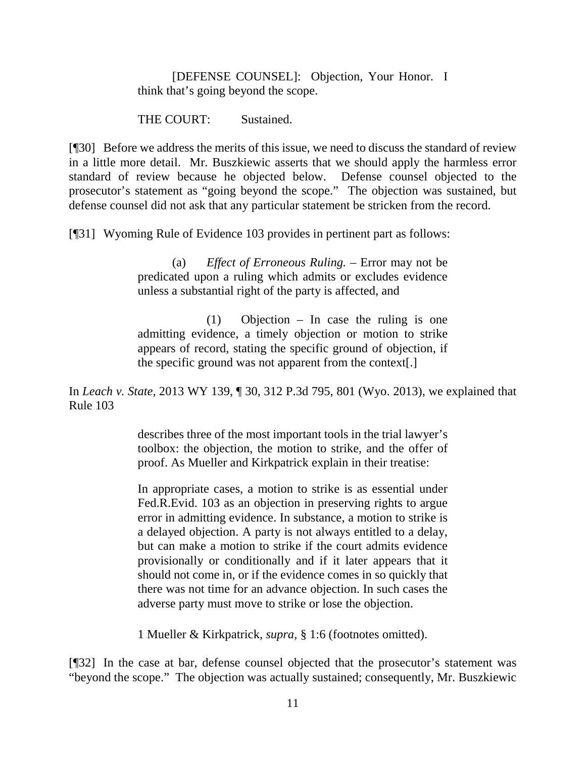> [DEFENSE COUNSEL]: Objection, Your Honor. I think that's going beyond the scope.
>
> THE COURT: Sustained.

[¶30] Before we address the merits of this issue, we need to discuss the standard of review in a little more detail. Mr. Buszkiewic asserts that we should apply the harmless error standard of review because he objected below. Defense counsel objected to the prosecutor's statement as "going beyond the scope." The objection was sustained, but defense counsel did not ask that any particular statement be stricken from the record.

[¶31] Wyoming Rule of Evidence 103 provides in pertinent part as follows:

> (a) *Effect of Erroneous Ruling.* – Error may not be predicated upon a ruling which admits or excludes evidence unless a substantial right of the party is affected, and
>
> (1) Objection – In case the ruling is one admitting evidence, a timely objection or motion to strike appears of record, stating the specific ground of objection, if the specific ground was not apparent from the context[.]

In *Leach v. State*, 2013 WY 139, ¶ 30, 312 P.3d 795, 801 (Wyo. 2013), we explained that Rule 103

> describes three of the most important tools in the trial lawyer's toolbox: the objection, the motion to strike, and the offer of proof. As Mueller and Kirkpatrick explain in their treatise:
>
> In appropriate cases, a motion to strike is as essential under Fed.R.Evid. 103 as an objection in preserving rights to argue error in admitting evidence. In substance, a motion to strike is a delayed objection. A party is not always entitled to a delay, but can make a motion to strike if the court admits evidence provisionally or conditionally and if it later appears that it should not come in, or if the evidence comes in so quickly that there was not time for an advance objection. In such cases the adverse party must move to strike or lose the objection.
>
> 1 Mueller & Kirkpatrick, *supra*, § 1:6 (footnotes omitted).

[¶32] In the case at bar, defense counsel objected that the prosecutor's statement was "beyond the scope." The objection was actually sustained; consequently, Mr. Buszkiewic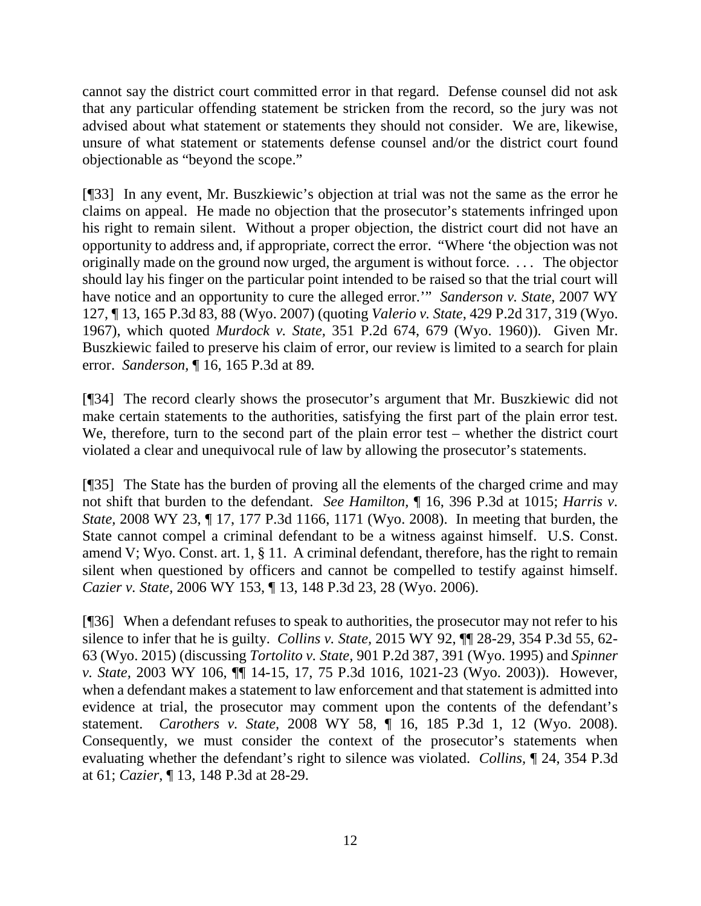cannot say the district court committed error in that regard. Defense counsel did not ask that any particular offending statement be stricken from the record, so the jury was not advised about what statement or statements they should not consider. We are, likewise, unsure of what statement or statements defense counsel and/or the district court found objectionable as "beyond the scope."

[¶33] In any event, Mr. Buszkiewic's objection at trial was not the same as the error he claims on appeal. He made no objection that the prosecutor's statements infringed upon his right to remain silent. Without a proper objection, the district court did not have an opportunity to address and, if appropriate, correct the error. "Where 'the objection was not originally made on the ground now urged, the argument is without force. . . . The objector should lay his finger on the particular point intended to be raised so that the trial court will have notice and an opportunity to cure the alleged error.'" *Sanderson v. State*, 2007 WY 127, ¶ 13, 165 P.3d 83, 88 (Wyo. 2007) (quoting *Valerio v. State*, 429 P.2d 317, 319 (Wyo. 1967), which quoted *Murdock v. State*, 351 P.2d 674, 679 (Wyo. 1960)). Given Mr. Buszkiewic failed to preserve his claim of error, our review is limited to a search for plain error. *Sanderson*, ¶ 16, 165 P.3d at 89.

[¶34] The record clearly shows the prosecutor's argument that Mr. Buszkiewic did not make certain statements to the authorities, satisfying the first part of the plain error test. We, therefore, turn to the second part of the plain error test – whether the district court violated a clear and unequivocal rule of law by allowing the prosecutor's statements.

[¶35] The State has the burden of proving all the elements of the charged crime and may not shift that burden to the defendant. *See Hamilton*, ¶ 16, 396 P.3d at 1015; *Harris v. State*, 2008 WY 23, ¶ 17, 177 P.3d 1166, 1171 (Wyo. 2008). In meeting that burden, the State cannot compel a criminal defendant to be a witness against himself. U.S. Const. amend V; Wyo. Const. art. 1, § 11. A criminal defendant, therefore, has the right to remain silent when questioned by officers and cannot be compelled to testify against himself. *Cazier v. State*, 2006 WY 153, ¶ 13, 148 P.3d 23, 28 (Wyo. 2006).

[¶36] When a defendant refuses to speak to authorities, the prosecutor may not refer to his silence to infer that he is guilty. *Collins v. State*, 2015 WY 92, ¶¶ 28-29, 354 P.3d 55, 62-63 (Wyo. 2015) (discussing *Tortolito v. State*, 901 P.2d 387, 391 (Wyo. 1995) and *Spinner v. State*, 2003 WY 106, ¶¶ 14-15, 17, 75 P.3d 1016, 1021-23 (Wyo. 2003)). However, when a defendant makes a statement to law enforcement and that statement is admitted into evidence at trial, the prosecutor may comment upon the contents of the defendant's statement. *Carothers v. State*, 2008 WY 58, ¶ 16, 185 P.3d 1, 12 (Wyo. 2008). Consequently, we must consider the context of the prosecutor's statements when evaluating whether the defendant's right to silence was violated. *Collins*, ¶ 24, 354 P.3d at 61; *Cazier*, ¶ 13, 148 P.3d at 28-29.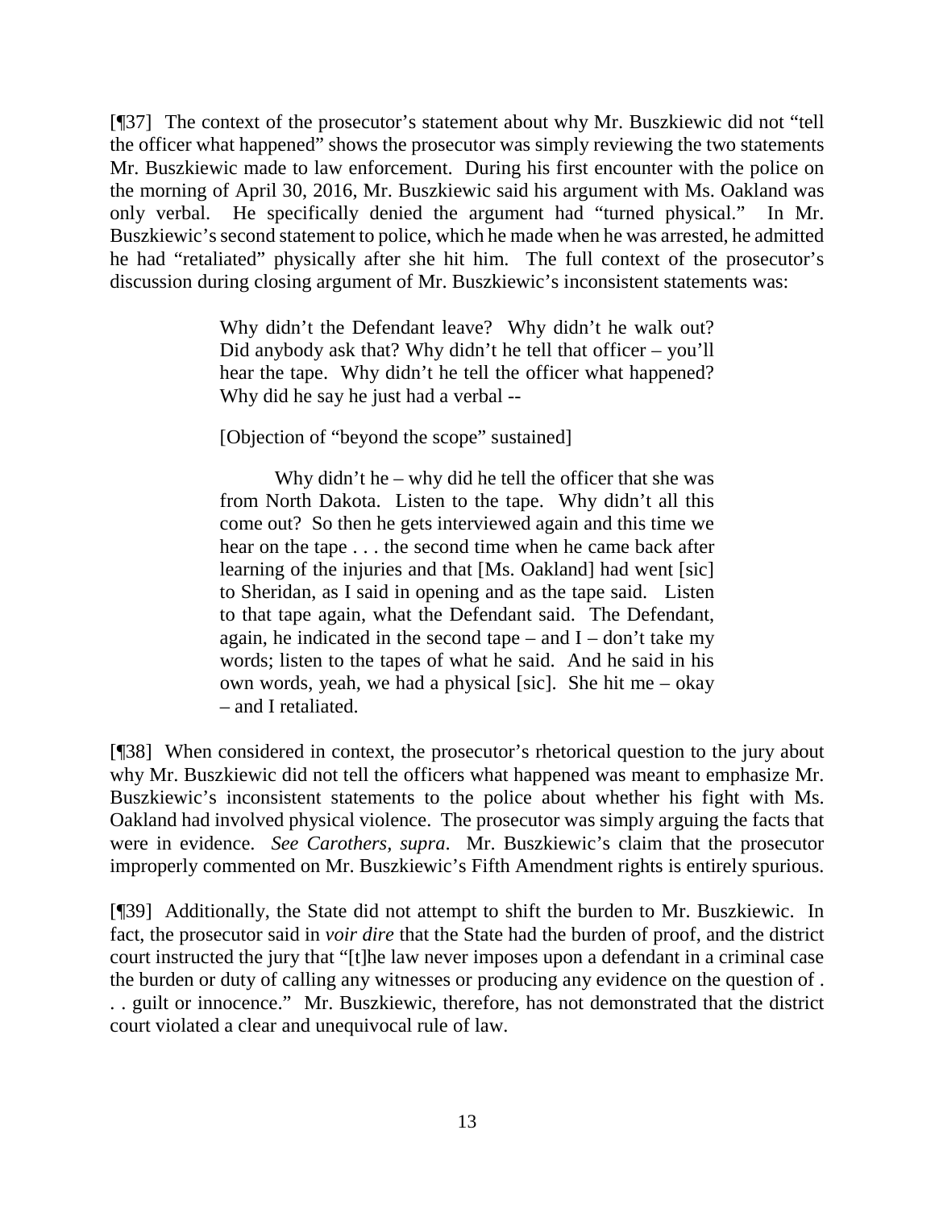[¶37] The context of the prosecutor's statement about why Mr. Buszkiewic did not "tell the officer what happened" shows the prosecutor was simply reviewing the two statements Mr. Buszkiewic made to law enforcement. During his first encounter with the police on the morning of April 30, 2016, Mr. Buszkiewic said his argument with Ms. Oakland was only verbal. He specifically denied the argument had "turned physical." In Mr. Buszkiewic's second statement to police, which he made when he was arrested, he admitted he had "retaliated" physically after she hit him. The full context of the prosecutor's discussion during closing argument of Mr. Buszkiewic's inconsistent statements was:

> Why didn't the Defendant leave? Why didn't he walk out? Did anybody ask that? Why didn't he tell that officer – you'll hear the tape. Why didn't he tell the officer what happened? Why did he say he just had a verbal --
>
> [Objection of "beyond the scope" sustained]
>
> Why didn't he – why did he tell the officer that she was from North Dakota. Listen to the tape. Why didn't all this come out? So then he gets interviewed again and this time we hear on the tape . . . the second time when he came back after learning of the injuries and that [Ms. Oakland] had went [sic] to Sheridan, as I said in opening and as the tape said. Listen to that tape again, what the Defendant said. The Defendant, again, he indicated in the second tape – and I – don't take my words; listen to the tapes of what he said. And he said in his own words, yeah, we had a physical [sic]. She hit me – okay – and I retaliated.

[¶38] When considered in context, the prosecutor's rhetorical question to the jury about why Mr. Buszkiewic did not tell the officers what happened was meant to emphasize Mr. Buszkiewic's inconsistent statements to the police about whether his fight with Ms. Oakland had involved physical violence. The prosecutor was simply arguing the facts that were in evidence. *See Carothers, supra*. Mr. Buszkiewic's claim that the prosecutor improperly commented on Mr. Buszkiewic's Fifth Amendment rights is entirely spurious.

[¶39] Additionally, the State did not attempt to shift the burden to Mr. Buszkiewic. In fact, the prosecutor said in *voir dire* that the State had the burden of proof, and the district court instructed the jury that "[t]he law never imposes upon a defendant in a criminal case the burden or duty of calling any witnesses or producing any evidence on the question of . . . guilt or innocence." Mr. Buszkiewic, therefore, has not demonstrated that the district court violated a clear and unequivocal rule of law.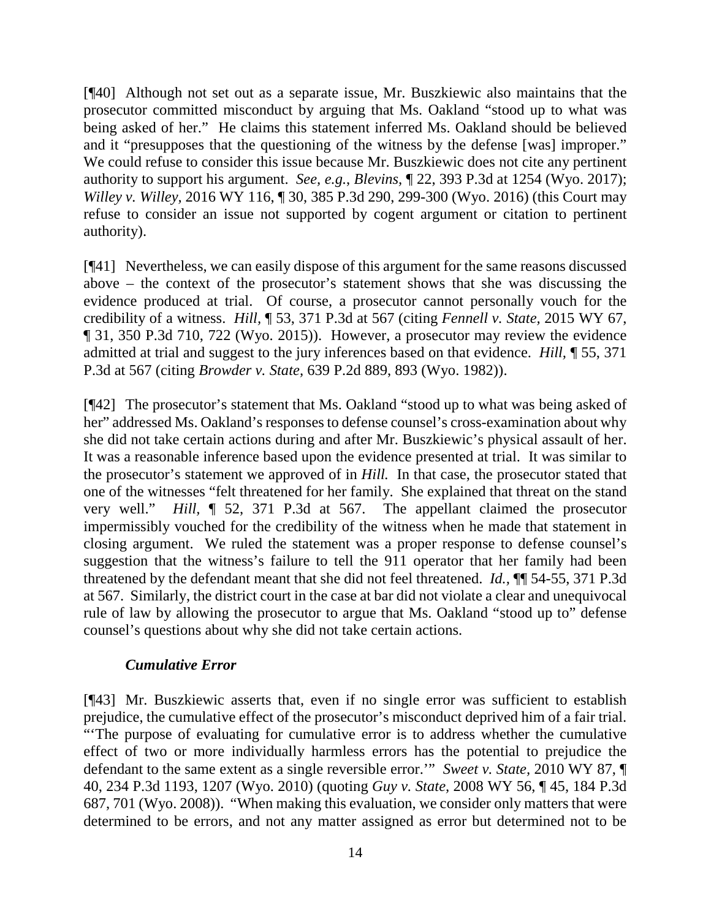[¶40] Although not set out as a separate issue, Mr. Buszkiewic also maintains that the prosecutor committed misconduct by arguing that Ms. Oakland "stood up to what was being asked of her." He claims this statement inferred Ms. Oakland should be believed and it "presupposes that the questioning of the witness by the defense [was] improper." We could refuse to consider this issue because Mr. Buszkiewic does not cite any pertinent authority to support his argument. *See, e.g.*, *Blevins*, ¶ 22, 393 P.3d at 1254 (Wyo. 2017); *Willey v. Willey*, 2016 WY 116, ¶ 30, 385 P.3d 290, 299-300 (Wyo. 2016) (this Court may refuse to consider an issue not supported by cogent argument or citation to pertinent authority).

[¶41] Nevertheless, we can easily dispose of this argument for the same reasons discussed above – the context of the prosecutor's statement shows that she was discussing the evidence produced at trial. Of course, a prosecutor cannot personally vouch for the credibility of a witness. *Hill*, ¶ 53, 371 P.3d at 567 (citing *Fennell v. State*, 2015 WY 67, ¶ 31, 350 P.3d 710, 722 (Wyo. 2015)). However, a prosecutor may review the evidence admitted at trial and suggest to the jury inferences based on that evidence. *Hill*, ¶ 55, 371 P.3d at 567 (citing *Browder v. State*, 639 P.2d 889, 893 (Wyo. 1982)).

[¶42] The prosecutor's statement that Ms. Oakland "stood up to what was being asked of her" addressed Ms. Oakland's responses to defense counsel's cross-examination about why she did not take certain actions during and after Mr. Buszkiewic's physical assault of her. It was a reasonable inference based upon the evidence presented at trial. It was similar to the prosecutor's statement we approved of in *Hill.* In that case, the prosecutor stated that one of the witnesses "felt threatened for her family. She explained that threat on the stand very well." *Hill*, ¶ 52, 371 P.3d at 567. The appellant claimed the prosecutor impermissibly vouched for the credibility of the witness when he made that statement in closing argument. We ruled the statement was a proper response to defense counsel's suggestion that the witness's failure to tell the 911 operator that her family had been threatened by the defendant meant that she did not feel threatened. *Id.*, ¶¶ 54-55, 371 P.3d at 567. Similarly, the district court in the case at bar did not violate a clear and unequivocal rule of law by allowing the prosecutor to argue that Ms. Oakland "stood up to" defense counsel's questions about why she did not take certain actions.

### *Cumulative Error*

[¶43] Mr. Buszkiewic asserts that, even if no single error was sufficient to establish prejudice, the cumulative effect of the prosecutor's misconduct deprived him of a fair trial. "'The purpose of evaluating for cumulative error is to address whether the cumulative effect of two or more individually harmless errors has the potential to prejudice the defendant to the same extent as a single reversible error.'" *Sweet v. State*, 2010 WY 87, ¶ 40, 234 P.3d 1193, 1207 (Wyo. 2010) (quoting *Guy v. State*, 2008 WY 56, ¶ 45, 184 P.3d 687, 701 (Wyo. 2008)). "When making this evaluation, we consider only matters that were determined to be errors, and not any matter assigned as error but determined not to be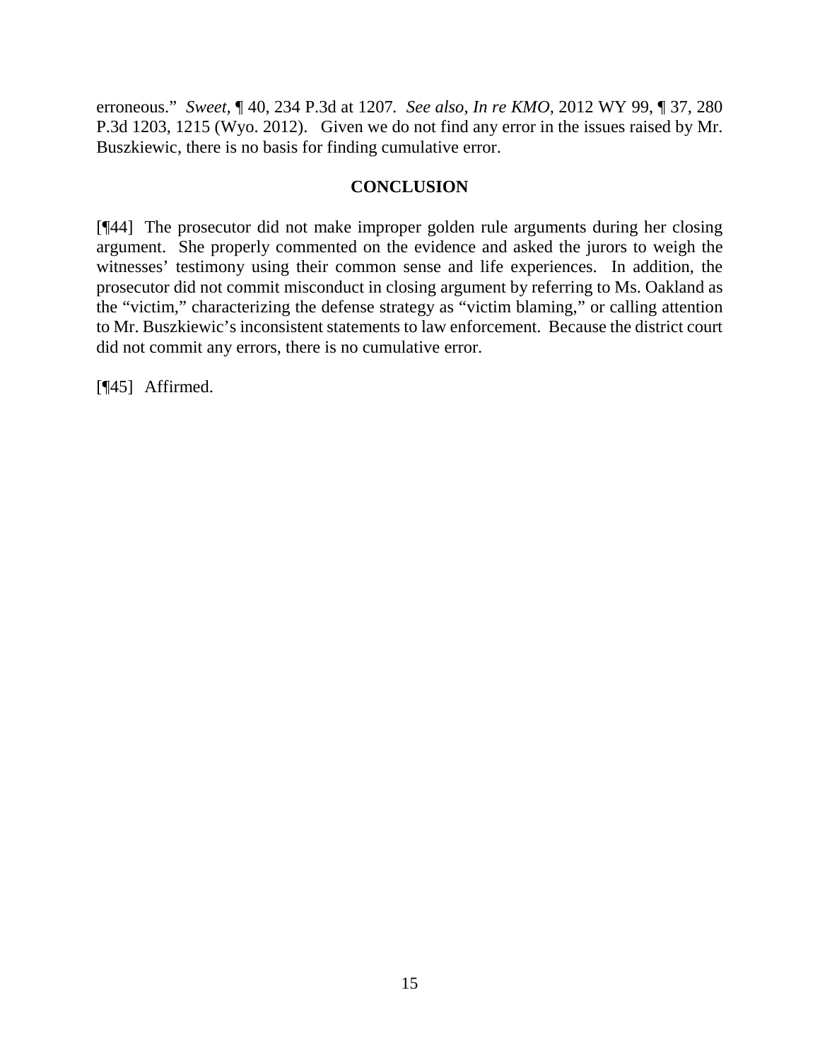erroneous." *Sweet*, ¶ 40, 234 P.3d at 1207. *See also, In re KMO*, 2012 WY 99, ¶ 37, 280 P.3d 1203, 1215 (Wyo. 2012). Given we do not find any error in the issues raised by Mr. Buszkiewic, there is no basis for finding cumulative error.

## CONCLUSION

[¶44] The prosecutor did not make improper golden rule arguments during her closing argument. She properly commented on the evidence and asked the jurors to weigh the witnesses' testimony using their common sense and life experiences. In addition, the prosecutor did not commit misconduct in closing argument by referring to Ms. Oakland as the "victim," characterizing the defense strategy as "victim blaming," or calling attention to Mr. Buszkiewic's inconsistent statements to law enforcement. Because the district court did not commit any errors, there is no cumulative error.

[¶45] Affirmed.